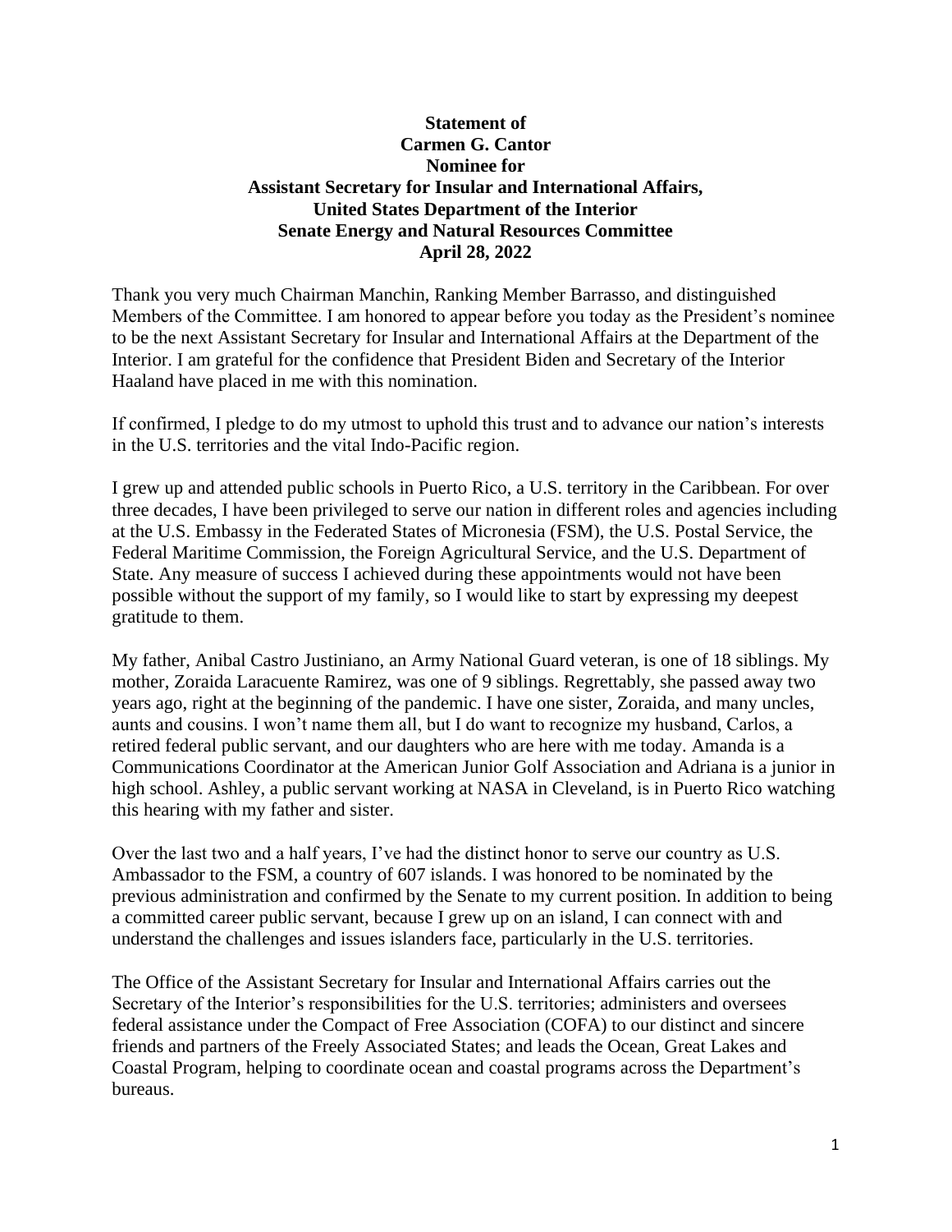**Statement of**
**Carmen G. Cantor**
**Nominee for**
**Assistant Secretary for Insular and International Affairs,**
**United States Department of the Interior**
**Senate Energy and Natural Resources Committee**
**April 28, 2022**

Thank you very much Chairman Manchin, Ranking Member Barrasso, and distinguished Members of the Committee. I am honored to appear before you today as the President's nominee to be the next Assistant Secretary for Insular and International Affairs at the Department of the Interior. I am grateful for the confidence that President Biden and Secretary of the Interior Haaland have placed in me with this nomination.

If confirmed, I pledge to do my utmost to uphold this trust and to advance our nation's interests in the U.S. territories and the vital Indo-Pacific region.

I grew up and attended public schools in Puerto Rico, a U.S. territory in the Caribbean. For over three decades, I have been privileged to serve our nation in different roles and agencies including at the U.S. Embassy in the Federated States of Micronesia (FSM), the U.S. Postal Service, the Federal Maritime Commission, the Foreign Agricultural Service, and the U.S. Department of State. Any measure of success I achieved during these appointments would not have been possible without the support of my family, so I would like to start by expressing my deepest gratitude to them.

My father, Anibal Castro Justiniano, an Army National Guard veteran, is one of 18 siblings. My mother, Zoraida Laracuente Ramirez, was one of 9 siblings. Regrettably, she passed away two years ago, right at the beginning of the pandemic. I have one sister, Zoraida, and many uncles, aunts and cousins. I won't name them all, but I do want to recognize my husband, Carlos, a retired federal public servant, and our daughters who are here with me today. Amanda is a Communications Coordinator at the American Junior Golf Association and Adriana is a junior in high school. Ashley, a public servant working at NASA in Cleveland, is in Puerto Rico watching this hearing with my father and sister.

Over the last two and a half years, I've had the distinct honor to serve our country as U.S. Ambassador to the FSM, a country of 607 islands. I was honored to be nominated by the previous administration and confirmed by the Senate to my current position. In addition to being a committed career public servant, because I grew up on an island, I can connect with and understand the challenges and issues islanders face, particularly in the U.S. territories.

The Office of the Assistant Secretary for Insular and International Affairs carries out the Secretary of the Interior's responsibilities for the U.S. territories; administers and oversees federal assistance under the Compact of Free Association (COFA) to our distinct and sincere friends and partners of the Freely Associated States; and leads the Ocean, Great Lakes and Coastal Program, helping to coordinate ocean and coastal programs across the Department's bureaus.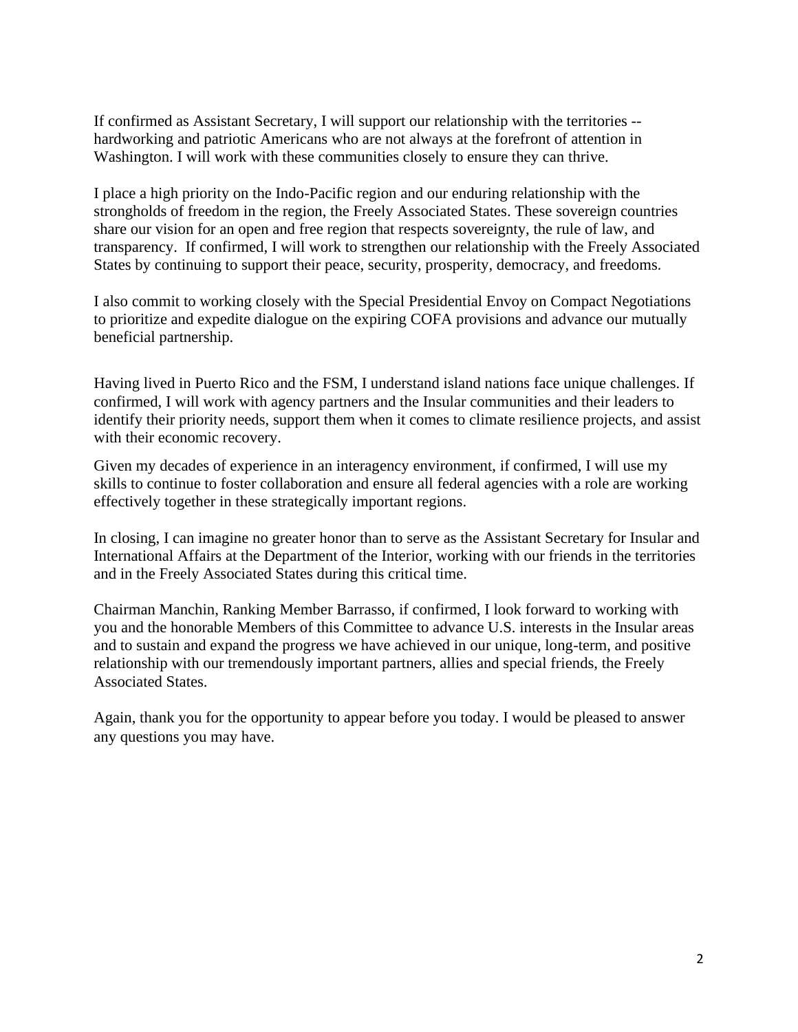If confirmed as Assistant Secretary, I will support our relationship with the territories -- hardworking and patriotic Americans who are not always at the forefront of attention in Washington. I will work with these communities closely to ensure they can thrive.

I place a high priority on the Indo-Pacific region and our enduring relationship with the strongholds of freedom in the region, the Freely Associated States. These sovereign countries share our vision for an open and free region that respects sovereignty, the rule of law, and transparency. If confirmed, I will work to strengthen our relationship with the Freely Associated States by continuing to support their peace, security, prosperity, democracy, and freedoms.

I also commit to working closely with the Special Presidential Envoy on Compact Negotiations to prioritize and expedite dialogue on the expiring COFA provisions and advance our mutually beneficial partnership.

Having lived in Puerto Rico and the FSM, I understand island nations face unique challenges. If confirmed, I will work with agency partners and the Insular communities and their leaders to identify their priority needs, support them when it comes to climate resilience projects, and assist with their economic recovery.

Given my decades of experience in an interagency environment, if confirmed, I will use my skills to continue to foster collaboration and ensure all federal agencies with a role are working effectively together in these strategically important regions.

In closing, I can imagine no greater honor than to serve as the Assistant Secretary for Insular and International Affairs at the Department of the Interior, working with our friends in the territories and in the Freely Associated States during this critical time.

Chairman Manchin, Ranking Member Barrasso, if confirmed, I look forward to working with you and the honorable Members of this Committee to advance U.S. interests in the Insular areas and to sustain and expand the progress we have achieved in our unique, long-term, and positive relationship with our tremendously important partners, allies and special friends, the Freely Associated States.

Again, thank you for the opportunity to appear before you today. I would be pleased to answer any questions you may have.